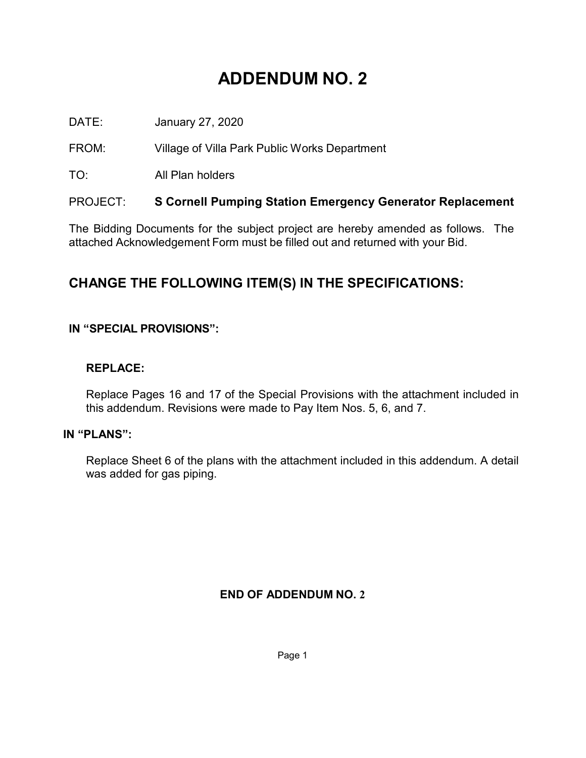# ADDENDUM NO. 2

DATE: January 27, 2020

FROM: Village of Villa Park Public Works Department

TO: All Plan holders

PROJECT: **S Cornell Pumping Station Emergency Generator Replacement**

The Bidding Documents for the subject project are hereby amended as follows. The attached Acknowledgement Form must be filled out and returned with your Bid.

## CHANGE THE FOLLOWING ITEM(S) IN THE SPECIFICATIONS:

### IN "SPECIAL PROVISIONS":

**REPLACE:**

Replace Pages 16 and 17 of the Special Provisions with the attachment included in this addendum. Revisions were made to Pay Item Nos. 5, 6, and 7.

### IN "PLANS":

Replace Sheet 6 of the plans with the attachment included in this addendum. A detail was added for gas piping.

**END OF ADDENDUM NO. 2**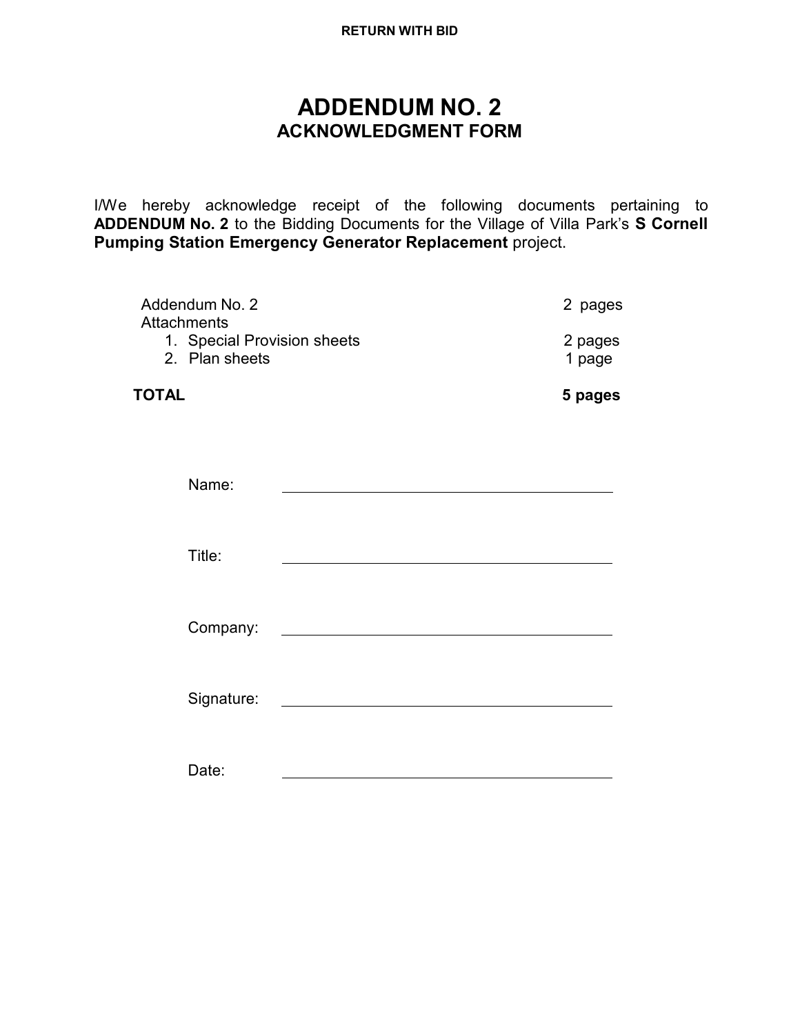**RETURN WITH BID**

# ADDENDUM NO. 2
## ACKNOWLEDGMENT FORM

I/We hereby acknowledge receipt of the following documents pertaining to **ADDENDUM No. 2** to the Bidding Documents for the Village of Villa Park's **S Cornell Pumping Station Emergency Generator Replacement** project.

| | |
|---|---|
| Addendum No. 2 | 2 pages |
| Attachments | |
| 1. Special Provision sheets | 2 pages |
| 2. Plan sheets | 1 page |
| **TOTAL** | **5 pages** |

Name: ______________________________

Title: ______________________________

Company: ______________________________

Signature: ______________________________

Date: ______________________________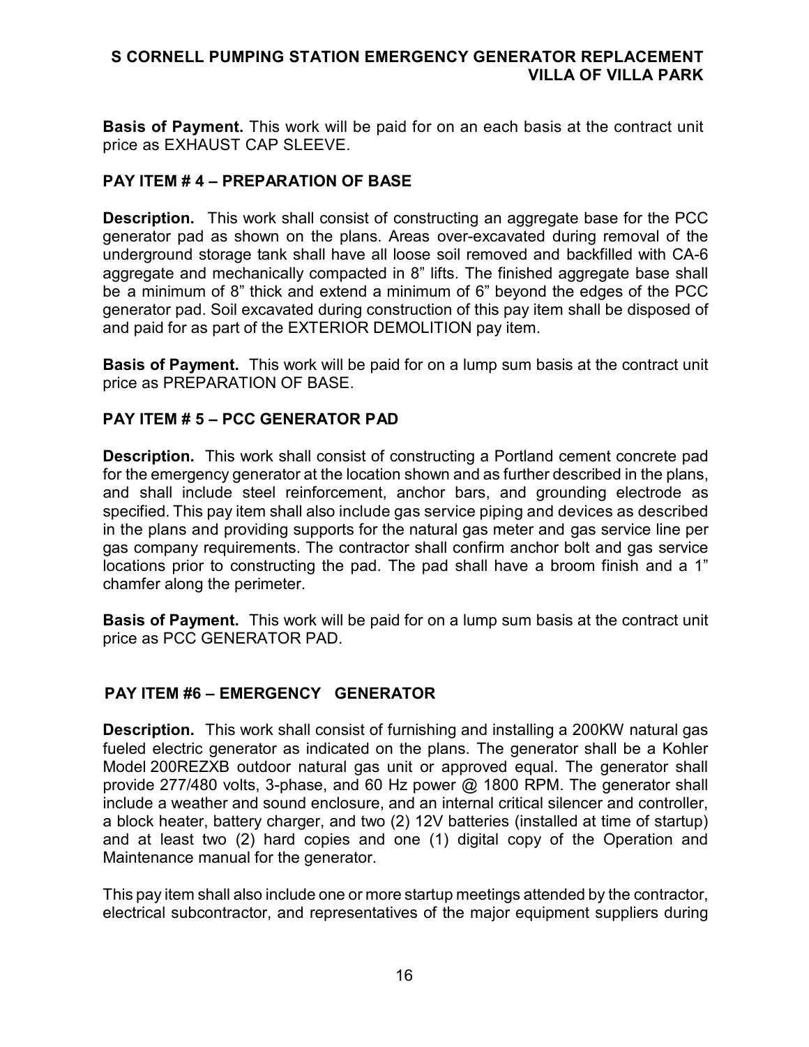**Basis of Payment.** This work will be paid for on an each basis at the contract unit price as EXHAUST CAP SLEEVE.

## PAY ITEM # 4 – PREPARATION OF BASE

**Description.** This work shall consist of constructing an aggregate base for the PCC generator pad as shown on the plans. Areas over-excavated during removal of the underground storage tank shall have all loose soil removed and backfilled with CA-6 aggregate and mechanically compacted in 8" lifts. The finished aggregate base shall be a minimum of 8" thick and extend a minimum of 6" beyond the edges of the PCC generator pad. Soil excavated during construction of this pay item shall be disposed of and paid for as part of the EXTERIOR DEMOLITION pay item.

**Basis of Payment.** This work will be paid for on a lump sum basis at the contract unit price as PREPARATION OF BASE.

## PAY ITEM # 5 – PCC GENERATOR PAD

**Description.** This work shall consist of constructing a Portland cement concrete pad for the emergency generator at the location shown and as further described in the plans, and shall include steel reinforcement, anchor bars, and grounding electrode as specified. This pay item shall also include gas service piping and devices as described in the plans and providing supports for the natural gas meter and gas service line per gas company requirements. The contractor shall confirm anchor bolt and gas service locations prior to constructing the pad. The pad shall have a broom finish and a 1" chamfer along the perimeter.

**Basis of Payment.** This work will be paid for on a lump sum basis at the contract unit price as PCC GENERATOR PAD.

## PAY ITEM #6 – EMERGENCY GENERATOR

**Description.** This work shall consist of furnishing and installing a 200KW natural gas fueled electric generator as indicated on the plans. The generator shall be a Kohler Model 200REZXB outdoor natural gas unit or approved equal. The generator shall provide 277/480 volts, 3-phase, and 60 Hz power @ 1800 RPM. The generator shall include a weather and sound enclosure, and an internal critical silencer and controller, a block heater, battery charger, and two (2) 12V batteries (installed at time of startup) and at least two (2) hard copies and one (1) digital copy of the Operation and Maintenance manual for the generator.

This pay item shall also include one or more startup meetings attended by the contractor, electrical subcontractor, and representatives of the major equipment suppliers during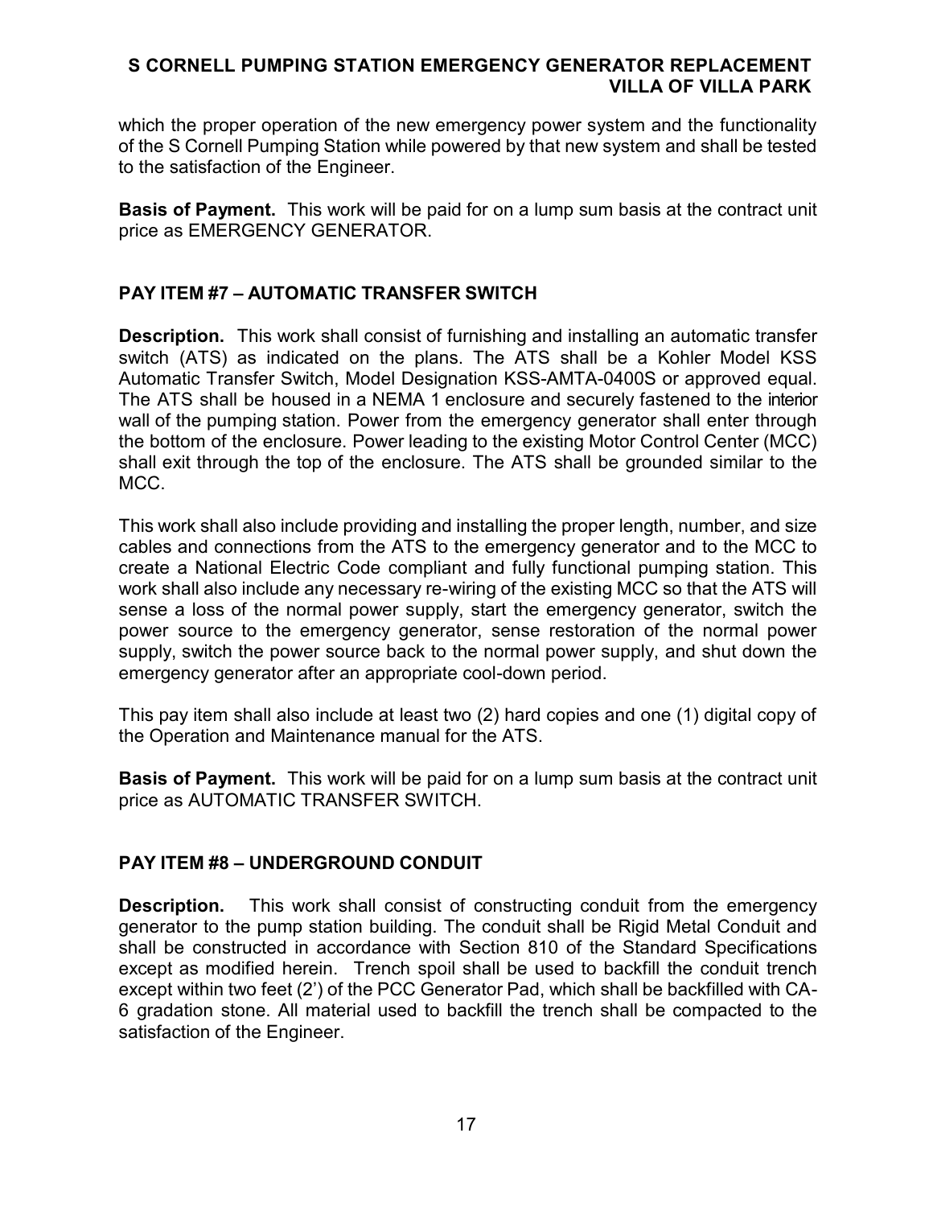which the proper operation of the new emergency power system and the functionality of the S Cornell Pumping Station while powered by that new system and shall be tested to the satisfaction of the Engineer.

**Basis of Payment.** This work will be paid for on a lump sum basis at the contract unit price as EMERGENCY GENERATOR.

## PAY ITEM #7 – AUTOMATIC TRANSFER SWITCH

**Description.** This work shall consist of furnishing and installing an automatic transfer switch (ATS) as indicated on the plans. The ATS shall be a Kohler Model KSS Automatic Transfer Switch, Model Designation KSS-AMTA-0400S or approved equal. The ATS shall be housed in a NEMA 1 enclosure and securely fastened to the interior wall of the pumping station. Power from the emergency generator shall enter through the bottom of the enclosure. Power leading to the existing Motor Control Center (MCC) shall exit through the top of the enclosure. The ATS shall be grounded similar to the MCC.

This work shall also include providing and installing the proper length, number, and size cables and connections from the ATS to the emergency generator and to the MCC to create a National Electric Code compliant and fully functional pumping station. This work shall also include any necessary re-wiring of the existing MCC so that the ATS will sense a loss of the normal power supply, start the emergency generator, switch the power source to the emergency generator, sense restoration of the normal power supply, switch the power source back to the normal power supply, and shut down the emergency generator after an appropriate cool-down period.

This pay item shall also include at least two (2) hard copies and one (1) digital copy of the Operation and Maintenance manual for the ATS.

**Basis of Payment.** This work will be paid for on a lump sum basis at the contract unit price as AUTOMATIC TRANSFER SWITCH.

## PAY ITEM #8 – UNDERGROUND CONDUIT

**Description.** This work shall consist of constructing conduit from the emergency generator to the pump station building. The conduit shall be Rigid Metal Conduit and shall be constructed in accordance with Section 810 of the Standard Specifications except as modified herein. Trench spoil shall be used to backfill the conduit trench except within two feet (2') of the PCC Generator Pad, which shall be backfilled with CA-6 gradation stone. All material used to backfill the trench shall be compacted to the satisfaction of the Engineer.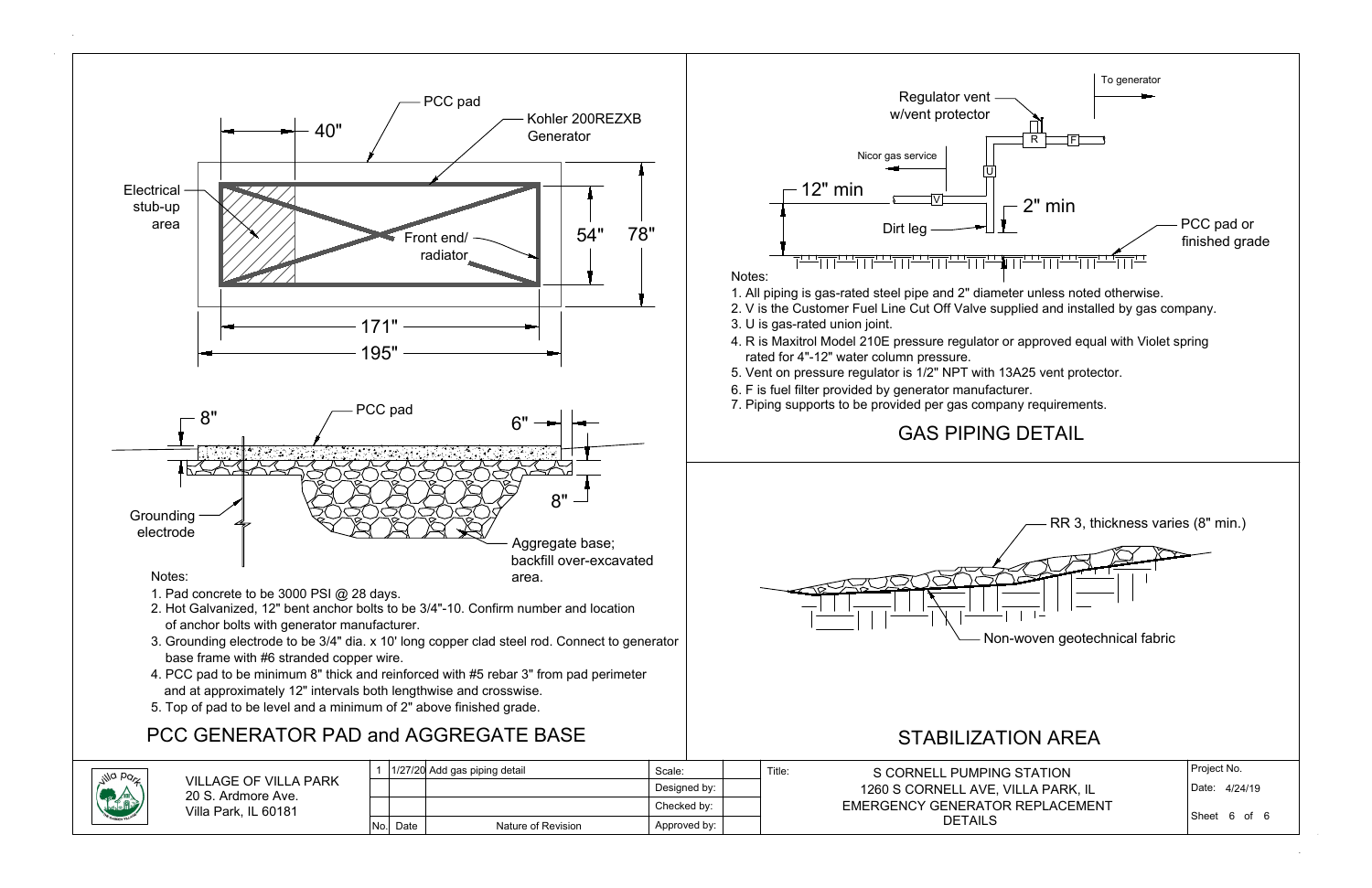## PCC GENERATOR PAD and AGGREGATE BASE

PCC pad

Kohler 200REZXB Generator

40"

Electrical stub-up area

Front end/ radiator

54"

78"

171"

195"

8"

PCC pad

6"

8"

Grounding electrode

Aggregate base; backfill over-excavated area.

Notes:

1. Pad concrete to be 3000 PSI @ 28 days.
2. Hot Galvanized, 12" bent anchor bolts to be 3/4"-10. Confirm number and location of anchor bolts with generator manufacturer.
3. Grounding electrode to be 3/4" dia. x 10' long copper clad steel rod. Connect to generator base frame with #6 stranded copper wire.
4. PCC pad to be minimum 8" thick and reinforced with #5 rebar 3" from pad perimeter and at approximately 12" intervals both lengthwise and crosswise.
5. Top of pad to be level and a minimum of 2" above finished grade.

## GAS PIPING DETAIL

Regulator vent w/vent protector

To generator

R

F

U

V

Nicor gas service

12" min

2" min

Dirt leg

PCC pad or finished grade

Notes:

1. All piping is gas-rated steel pipe and 2" diameter unless noted otherwise.
2. V is the Customer Fuel Line Cut Off Valve supplied and installed by gas company.
3. U is gas-rated union joint.
4. R is Maxitrol Model 210E pressure regulator or approved equal with Violet spring rated for 4"-12" water column pressure.
5. Vent on pressure regulator is 1/2" NPT with 13A25 vent protector.
6. F is fuel filter provided by generator manufacturer.
7. Piping supports to be provided per gas company requirements.

## STABILIZATION AREA

RR 3, thickness varies (8" min.)

Non-woven geotechnical fabric

VILLAGE OF VILLA PARK
20 S. Ardmore Ave.
Villa Park, IL 60181

| No. | Date | Nature of Revision | | |
|---|---|---|---|---|
| 1 | 1/27/20 | Add gas piping detail | Scale: | |
| | | | Designed by: | |
| | | | Checked by: | |
| | | | Approved by: | |

Title: S CORNELL PUMPING STATION
1260 S CORNELL AVE, VILLA PARK, IL
EMERGENCY GENERATOR REPLACEMENT
DETAILS

Project No.

Date: 4/24/19

Sheet 6 of 6